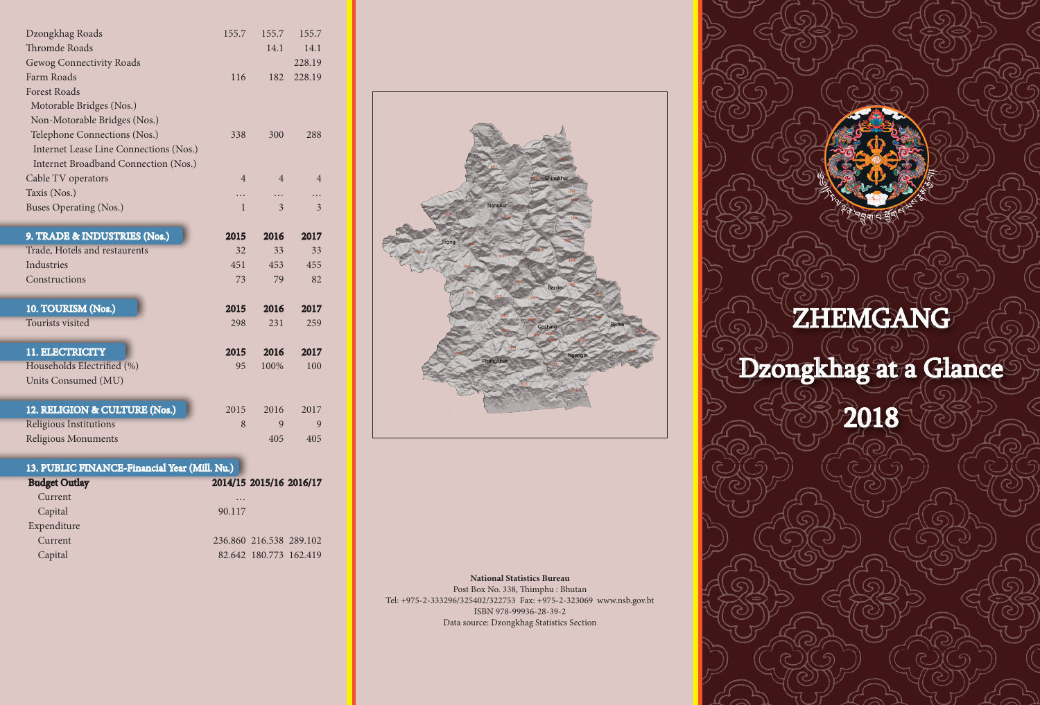| | | | |
|---|---|---|---|
| Dzongkhag Roads | 155.7 | 155.7 | 155.7 |
| Thromde Roads | | 14.1 | 14.1 |
| Gewog Connectivity Roads | | | 228.19 |
| Farm Roads | 116 | 182 | 228.19 |
| Forest Roads | | | |
| Motorable Bridges (Nos.) | | | |
| Non-Motorable Bridges (Nos.) | | | |
| Telephone Connections (Nos.) | 338 | 300 | 288 |
| Internet Lease Line Connections (Nos.) | | | |
| Internet Broadband Connection (Nos.) | | | |
| Cable TV operators | 4 | 4 | 4 |
| Taxis (Nos.) | … | … | … |
| Buses Operating (Nos.) | 1 | 3 | 3 |

| 9. TRADE & INDUSTRIES (Nos.) | 2015 | 2016 | 2017 |
|---|---|---|---|
| Trade, Hotels and restaurents | 32 | 33 | 33 |
| Industries | 451 | 453 | 455 |
| Constructions | 73 | 79 | 82 |

| 10. TOURISM (Nos.) | 2015 | 2016 | 2017 |
|---|---|---|---|
| Tourists visited | 298 | 231 | 259 |

| 11. ELECTRICITY | 2015 | 2016 | 2017 |
|---|---|---|---|
| Households Electrified (%) | 95 | 100% | 100 |
| Units Consumed (MU) | | | |

| 12. RELIGION & CULTURE (Nos.) | 2015 | 2016 | 2017 |
|---|---|---|---|
| Religious Institutions | 8 | 9 | 9 |
| Religious Monuments | | 405 | 405 |

| 13. PUBLIC FINANCE-Financial Year (Mill. Nu.) | | | |
|---|---|---|---|
| **Budget Outlay** | **2014/15** | **2015/16** | **2016/17** |
| Current | … | | |
| Capital | 90.117 | | |
| Expenditure | | | |
| Current | 236.860 | 216.538 | 289.102 |
| Capital | 82.642 | 180.773 | 162.419 |

**National Statistics Bureau**
Post Box No. 338, Thimphu : Bhutan
Tel: +975-2-333296/325402/322753 Fax: +975-2-323069 www.nsb.gov.bt
ISBN 978-99936-28-39-2
Data source: Dzongkhag Statistics Section

# ZHEMGANG
# Dzongkhag at a Glance
# 2018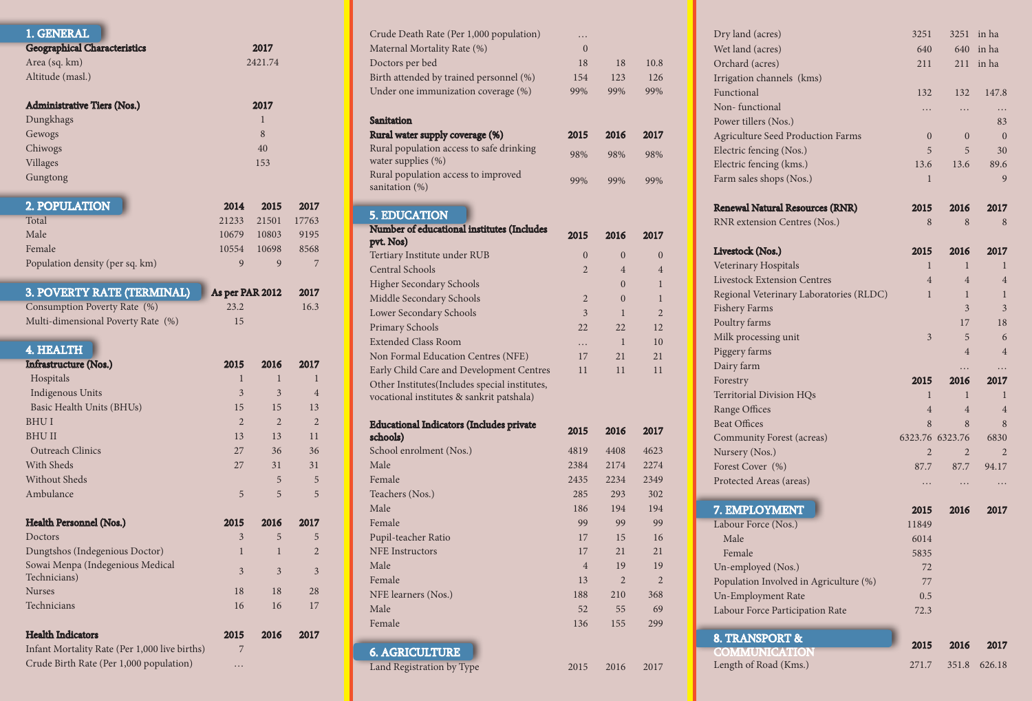## 1. GENERAL

| Geographical Characteristics | 2017 |
|---|---|
| Area (sq. km) | 2421.74 |
| Altitude (masl.) | |

| Administrative Tiers (Nos.) | 2017 |
|---|---|
| Dungkhags | 1 |
| Gewogs | 8 |
| Chiwogs | 40 |
| Villages | 153 |
| Gungtong | |

## 2. POPULATION

| | 2014 | 2015 | 2017 |
|---|---|---|---|
| Total | 21233 | 21501 | 17763 |
| Male | 10679 | 10803 | 9195 |
| Female | 10554 | 10698 | 8568 |
| Population density (per sq. km) | 9 | 9 | 7 |

## 3. POVERTY RATE (TERMINAL)

| | As per PAR 2012 | 2017 |
|---|---|---|
| Consumption Poverty Rate (%) | 23.2 | 16.3 |
| Multi-dimensional Poverty Rate (%) | 15 | |

## 4. HEALTH

| Infrastructure (Nos.) | 2015 | 2016 | 2017 |
|---|---|---|---|
| Hospitals | 1 | 1 | 1 |
| Indigenous Units | 3 | 3 | 4 |
| Basic Health Units (BHUs) | 15 | 15 | 13 |
| BHU I | 2 | 2 | 2 |
| BHU II | 13 | 13 | 11 |
| Outreach Clinics | 27 | 36 | 36 |
| With Sheds | 27 | 31 | 31 |
| Without Sheds | | 5 | 5 |
| Ambulance | 5 | 5 | 5 |

| Health Personnel (Nos.) | 2015 | 2016 | 2017 |
|---|---|---|---|
| Doctors | 3 | 5 | 5 |
| Dungtshos (Indegenious Doctor) | 1 | 1 | 2 |
| Sowai Menpa (Indegenious Medical Technicians) | 3 | 3 | 3 |
| Nurses | 18 | 18 | 28 |
| Technicians | 16 | 16 | 17 |

| Health Indicators | 2015 | 2016 | 2017 |
|---|---|---|---|
| Infant Mortality Rate (Per 1,000 live births) | 7 | | |
| Crude Birth Rate (Per 1,000 population) | … | | |
| Crude Death Rate (Per 1,000 population) | … | | |
| Maternal Mortality Rate (%) | 0 | | |
| Doctors per bed | 18 | 18 | 10.8 |
| Birth attended by trained personnel (%) | 154 | 123 | 126 |
| Under one immunization coverage (%) | 99% | 99% | 99% |

**Sanitation**

| Rural water supply coverage (%) | 2015 | 2016 | 2017 |
|---|---|---|---|
| Rural population access to safe drinking water supplies (%) | 98% | 98% | 98% |
| Rural population access to improved sanitation (%) | 99% | 99% | 99% |

## 5. EDUCATION

| Number of educational institutes (Includes pvt. Nos) | 2015 | 2016 | 2017 |
|---|---|---|---|
| Tertiary Institute under RUB | 0 | 0 | 0 |
| Central Schools | 2 | 4 | 4 |
| Higher Secondary Schools | | 0 | 1 |
| Middle Secondary Schools | 2 | 0 | 1 |
| Lower Secondary Schools | 3 | 1 | 2 |
| Primary Schools | 22 | 22 | 12 |
| Extended Class Room | … | 1 | 10 |
| Non Formal Education Centres (NFE) | 17 | 21 | 21 |
| Early Child Care and Development Centres | 11 | 11 | 11 |
| Other Institutes(Includes special institutes, vocational institutes & sankrit patshala) | | | |

| Educational Indicators (Includes private schools) | 2015 | 2016 | 2017 |
|---|---|---|---|
| School enrolment (Nos.) | 4819 | 4408 | 4623 |
| Male | 2384 | 2174 | 2274 |
| Female | 2435 | 2234 | 2349 |
| Teachers (Nos.) | 285 | 293 | 302 |
| Male | 186 | 194 | 194 |
| Female | 99 | 99 | 99 |
| Pupil-teacher Ratio | 17 | 15 | 16 |
| NFE Instructors | 17 | 21 | 21 |
| Male | 4 | 19 | 19 |
| Female | 13 | 2 | 2 |
| NFE learners (Nos.) | 188 | 210 | 368 |
| Male | 52 | 55 | 69 |
| Female | 136 | 155 | 299 |

## 6. AGRICULTURE

| Land Registration by Type | 2015 | 2016 | 2017 |
|---|---|---|---|
| Dry land (acres) | 3251 | 3251 | in ha |
| Wet land (acres) | 640 | 640 | in ha |
| Orchard (acres) | 211 | 211 | in ha |
| Irrigation channels (kms) | | | |
| Functional | 132 | 132 | 147.8 |
| Non- functional | … | … | … |
| Power tillers (Nos.) | | | 83 |
| Agriculture Seed Production Farms | 0 | 0 | 0 |
| Electric fencing (Nos.) | 5 | 5 | 30 |
| Electric fencing (kms.) | 13.6 | 13.6 | 89.6 |
| Farm sales shops (Nos.) | 1 | | 9 |

| Renewal Natural Resources (RNR) | 2015 | 2016 | 2017 |
|---|---|---|---|
| RNR extension Centres (Nos.) | 8 | 8 | 8 |

| Livestock (Nos.) | 2015 | 2016 | 2017 |
|---|---|---|---|
| Veterinary Hospitals | 1 | 1 | 1 |
| Livestock Extension Centres | 4 | 4 | 4 |
| Regional Veterinary Laboratories (RLDC) | 1 | 1 | 1 |
| Fishery Farms | | 3 | 3 |
| Poultry farms | | 17 | 18 |
| Milk processing unit | 3 | 5 | 6 |
| Piggery farms | | 4 | 4 |
| Dairy farm | | … | … |

| Forestry | 2015 | 2016 | 2017 |
|---|---|---|---|
| Territorial Division HQs | 1 | 1 | 1 |
| Range Offices | 4 | 4 | 4 |
| Beat Offices | 8 | 8 | 8 |
| Community Forest (acreas) | 6323.76 | 6323.76 | 6830 |
| Nursery (Nos.) | 2 | 2 | 2 |
| Forest Cover (%) | 87.7 | 87.7 | 94.17 |
| Protected Areas (areas) | … | … | … |

## 7. EMPLOYMENT

| | 2015 | 2016 | 2017 |
|---|---|---|---|
| Labour Force (Nos.) | 11849 | | |
| Male | 6014 | | |
| Female | 5835 | | |
| Un-employed (Nos.) | 72 | | |
| Population Involved in Agriculture (%) | 77 | | |
| Un-Employment Rate | 0.5 | | |
| Labour Force Participation Rate | 72.3 | | |

## 8. TRANSPORT & COMMUNICATION

| | 2015 | 2016 | 2017 |
|---|---|---|---|
| Length of Road (Kms.) | 271.7 | 351.8 | 626.18 |